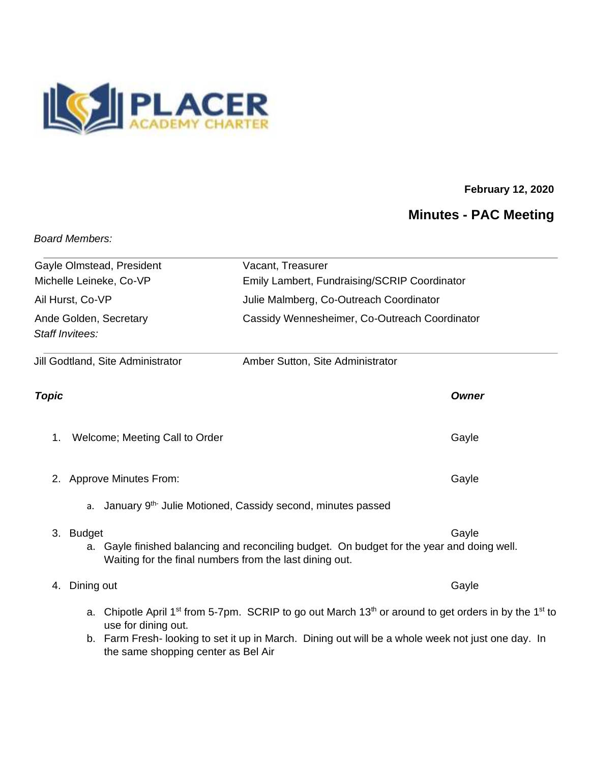**PLACER**
ACADEMY CHARTER

**February 12, 2020**

## Minutes - PAC Meeting

*Board Members:*

| | |
|---|---|
| Gayle Olmstead, President | Vacant, Treasurer |
| Michelle Leineke, Co-VP | Emily Lambert, Fundraising/SCRIP Coordinator |
| Ail Hurst, Co-VP | Julie Malmberg, Co-Outreach Coordinator |
| Ande Golden, Secretary | Cassidy Wennesheimer, Co-Outreach Coordinator |

*Staff Invitees:*

| | |
|---|---|
| Jill Godtland, Site Administrator | Amber Sutton, Site Administrator |

| ***Topic*** | ***Owner*** |
|---|---|
| 1. Welcome; Meeting Call to Order | Gayle |
| 2. Approve Minutes From: | Gayle |
| 3. Budget | Gayle |
| 4. Dining out | Gayle |

1. Welcome; Meeting Call to Order — Gayle

2. Approve Minutes From: — Gayle
   a. January 9th- Julie Motioned, Cassidy second, minutes passed

3. Budget — Gayle
   a. Gayle finished balancing and reconciling budget. On budget for the year and doing well. Waiting for the final numbers from the last dining out.

4. Dining out — Gayle
   a. Chipotle April 1st from 5-7pm. SCRIP to go out March 13th or around to get orders in by the 1st to use for dining out.
   b. Farm Fresh- looking to set it up in March. Dining out will be a whole week not just one day. In the same shopping center as Bel Air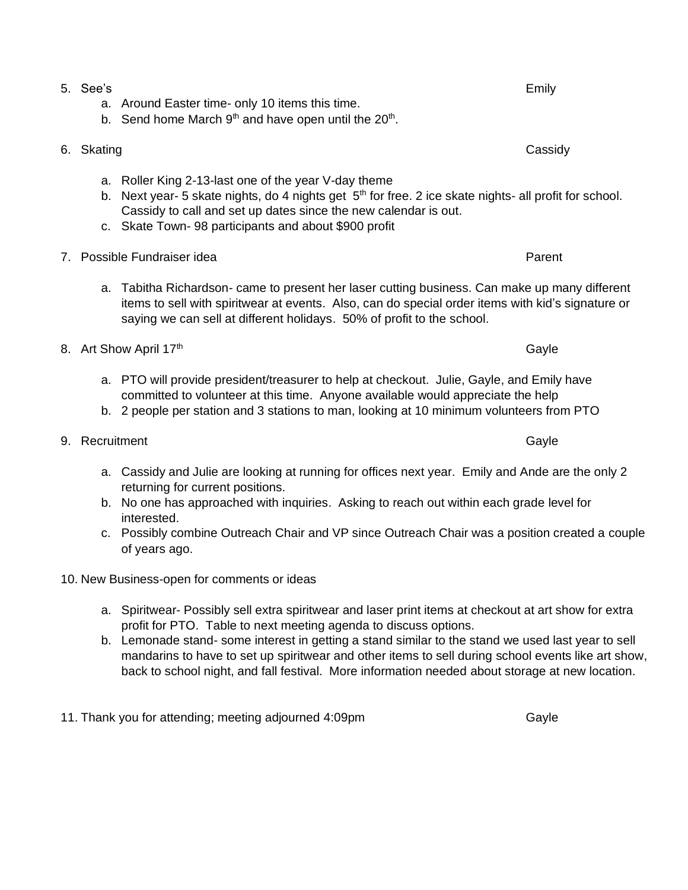5. See's Emily
    a. Around Easter time- only 10 items this time.
    b. Send home March 9th and have open until the 20th.

6. Skating Cassidy
    a. Roller King 2-13-last one of the year V-day theme
    b. Next year- 5 skate nights, do 4 nights get 5th for free. 2 ice skate nights- all profit for school. Cassidy to call and set up dates since the new calendar is out.
    c. Skate Town- 98 participants and about $900 profit

7. Possible Fundraiser idea Parent
    a. Tabitha Richardson- came to present her laser cutting business. Can make up many different items to sell with spiritwear at events. Also, can do special order items with kid's signature or saying we can sell at different holidays. 50% of profit to the school.

8. Art Show April 17th Gayle
    a. PTO will provide president/treasurer to help at checkout. Julie, Gayle, and Emily have committed to volunteer at this time. Anyone available would appreciate the help
    b. 2 people per station and 3 stations to man, looking at 10 minimum volunteers from PTO

9. Recruitment Gayle
    a. Cassidy and Julie are looking at running for offices next year. Emily and Ande are the only 2 returning for current positions.
    b. No one has approached with inquiries. Asking to reach out within each grade level for interested.
    c. Possibly combine Outreach Chair and VP since Outreach Chair was a position created a couple of years ago.

10. New Business-open for comments or ideas
    a. Spiritwear- Possibly sell extra spiritwear and laser print items at checkout at art show for extra profit for PTO. Table to next meeting agenda to discuss options.
    b. Lemonade stand- some interest in getting a stand similar to the stand we used last year to sell mandarins to have to set up spiritwear and other items to sell during school events like art show, back to school night, and fall festival. More information needed about storage at new location.

11. Thank you for attending; meeting adjourned 4:09pm Gayle